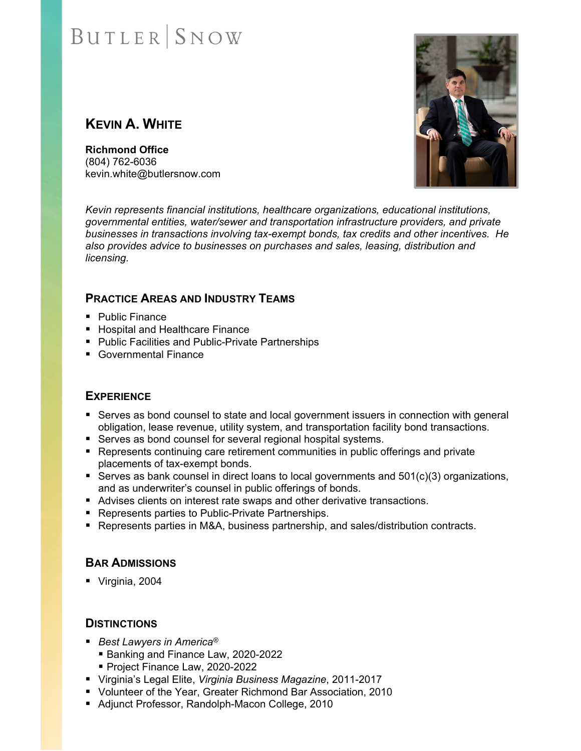BUTLER | SNOW

# KEVIN A. WHITE

**Richmond Office**
(804) 762-6036
kevin.white@butlersnow.com

*Kevin represents financial institutions, healthcare organizations, educational institutions, governmental entities, water/sewer and transportation infrastructure providers, and private businesses in transactions involving tax-exempt bonds, tax credits and other incentives. He also provides advice to businesses on purchases and sales, leasing, distribution and licensing.*

## PRACTICE AREAS AND INDUSTRY TEAMS

- Public Finance
- Hospital and Healthcare Finance
- Public Facilities and Public-Private Partnerships
- Governmental Finance

## EXPERIENCE

- Serves as bond counsel to state and local government issuers in connection with general obligation, lease revenue, utility system, and transportation facility bond transactions.
- Serves as bond counsel for several regional hospital systems.
- Represents continuing care retirement communities in public offerings and private placements of tax-exempt bonds.
- Serves as bank counsel in direct loans to local governments and 501(c)(3) organizations, and as underwriter's counsel in public offerings of bonds.
- Advises clients on interest rate swaps and other derivative transactions.
- Represents parties to Public-Private Partnerships.
- Represents parties in M&A, business partnership, and sales/distribution contracts.

## BAR ADMISSIONS

- Virginia, 2004

## DISTINCTIONS

- *Best Lawyers in America®*
  - Banking and Finance Law, 2020-2022
  - Project Finance Law, 2020-2022
- Virginia's Legal Elite, *Virginia Business Magazine*, 2011-2017
- Volunteer of the Year, Greater Richmond Bar Association, 2010
- Adjunct Professor, Randolph-Macon College, 2010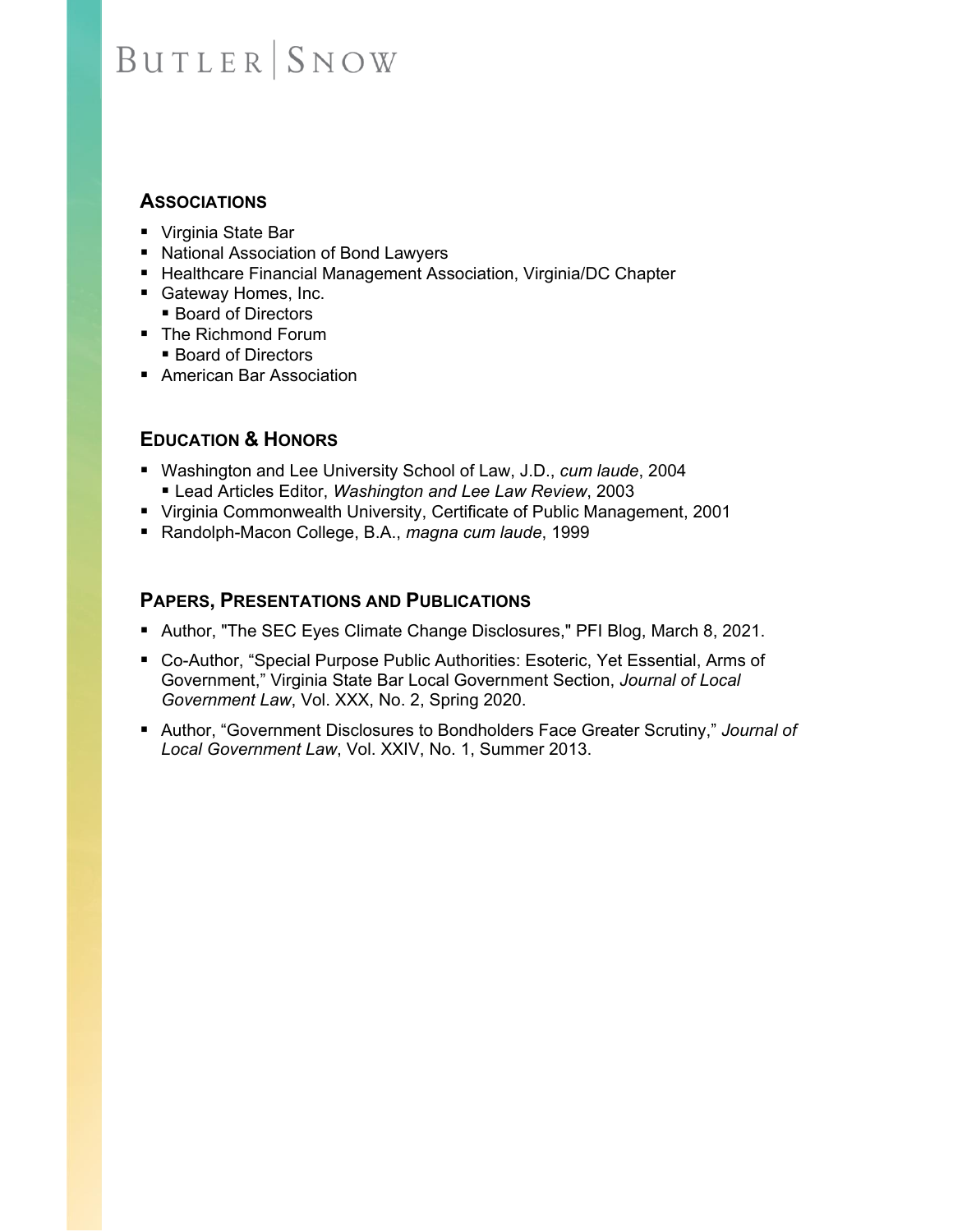## Associations

- Virginia State Bar
- National Association of Bond Lawyers
- Healthcare Financial Management Association, Virginia/DC Chapter
- Gateway Homes, Inc.
  - Board of Directors
- The Richmond Forum
  - Board of Directors
- American Bar Association

## Education & Honors

- Washington and Lee University School of Law, J.D., *cum laude*, 2004
  - Lead Articles Editor, *Washington and Lee Law Review*, 2003
- Virginia Commonwealth University, Certificate of Public Management, 2001
- Randolph-Macon College, B.A., *magna cum laude*, 1999

## Papers, Presentations and Publications

- Author, "The SEC Eyes Climate Change Disclosures," PFI Blog, March 8, 2021.
- Co-Author, "Special Purpose Public Authorities: Esoteric, Yet Essential, Arms of Government," Virginia State Bar Local Government Section, *Journal of Local Government Law*, Vol. XXX, No. 2, Spring 2020.
- Author, "Government Disclosures to Bondholders Face Greater Scrutiny," *Journal of Local Government Law*, Vol. XXIV, No. 1, Summer 2013.